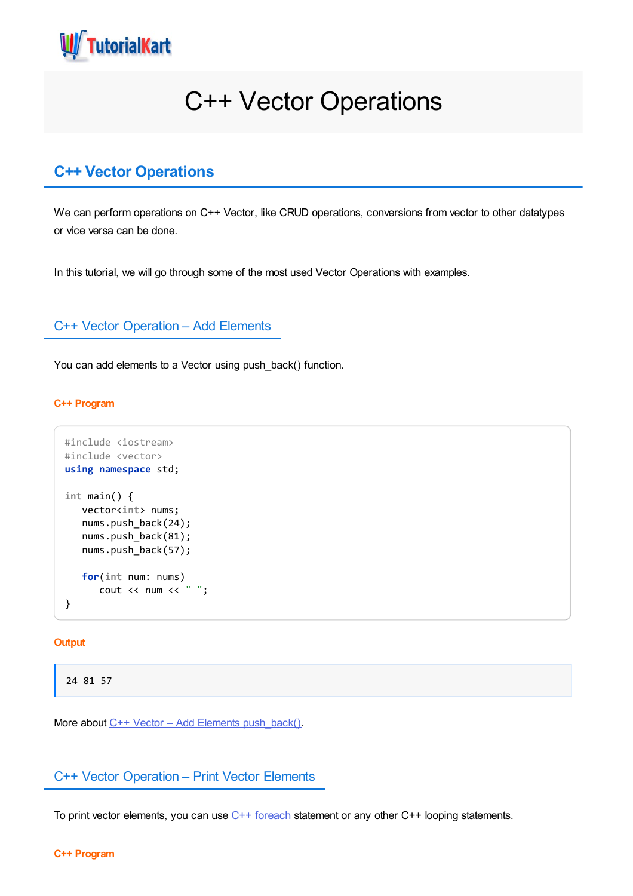# C++ Vector Operations

## C++ Vector Operations

We can perform operations on C++ Vector, like CRUD operations, conversions from vector to other datatypes or vice versa can be done.

In this tutorial, we will go through some of the most used Vector Operations with examples.

### C++ Vector Operation – Add Elements

You can add elements to a Vector using push_back() function.

**C++ Program**

```
#include <iostream>
#include <vector>
using namespace std;

int main() {
   vector<int> nums;
   nums.push_back(24);
   nums.push_back(81);
   nums.push_back(57);

   for(int num: nums)
      cout << num << " ";
}
```

**Output**

```
24 81 57
```

More about C++ Vector – Add Elements push_back().

### C++ Vector Operation – Print Vector Elements

To print vector elements, you can use C++ foreach statement or any other C++ looping statements.

**C++ Program**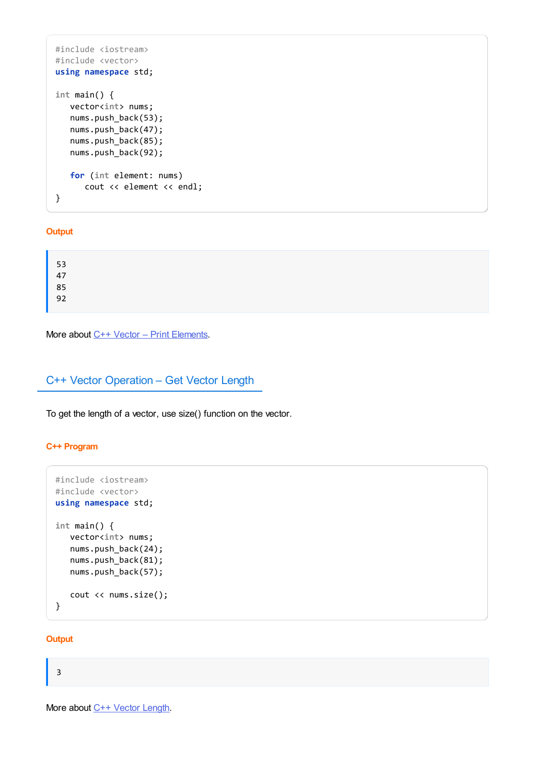```
#include <iostream>
#include <vector>
using namespace std;

int main() {
   vector<int> nums;
   nums.push_back(53);
   nums.push_back(47);
   nums.push_back(85);
   nums.push_back(92);

   for (int element: nums)
      cout << element << endl;
}
```

**Output**

```
53
47
85
92
```

More about C++ Vector – Print Elements.

## C++ Vector Operation – Get Vector Length

To get the length of a vector, use size() function on the vector.

**C++ Program**

```
#include <iostream>
#include <vector>
using namespace std;

int main() {
   vector<int> nums;
   nums.push_back(24);
   nums.push_back(81);
   nums.push_back(57);

   cout << nums.size();
}
```

**Output**

```
3
```

More about C++ Vector Length.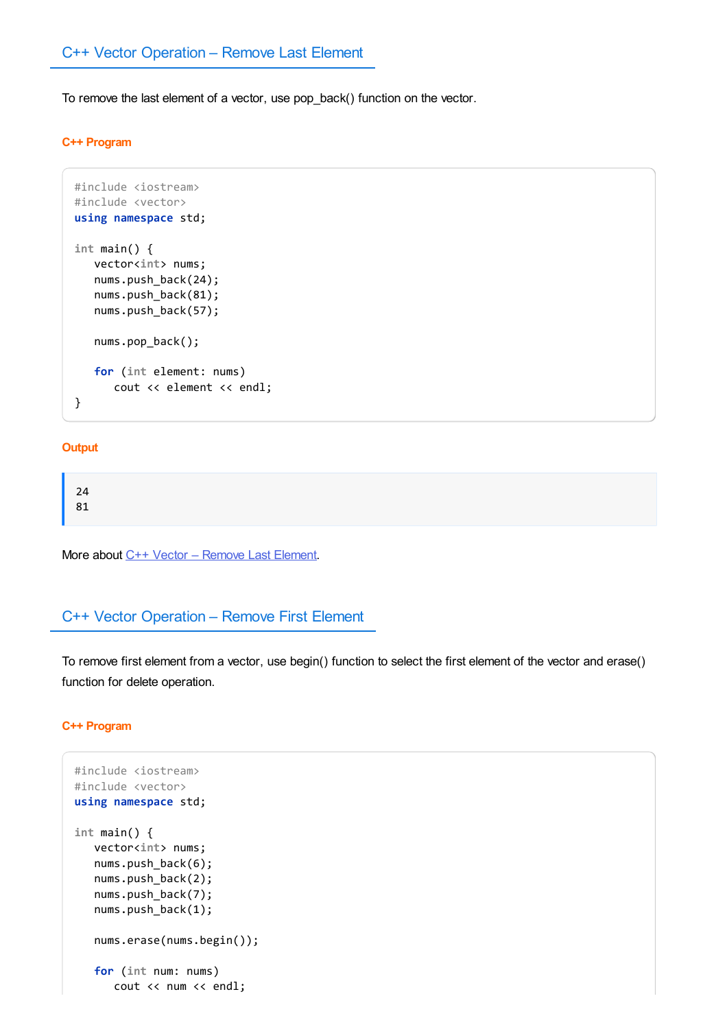## C++ Vector Operation – Remove Last Element

To remove the last element of a vector, use pop_back() function on the vector.

#### C++ Program

```
#include <iostream>
#include <vector>
using namespace std;

int main() {
   vector<int> nums;
   nums.push_back(24);
   nums.push_back(81);
   nums.push_back(57);

   nums.pop_back();

   for (int element: nums)
      cout << element << endl;
}
```

#### Output

```
24
81
```

More about C++ Vector – Remove Last Element.

## C++ Vector Operation – Remove First Element

To remove first element from a vector, use begin() function to select the first element of the vector and erase() function for delete operation.

#### C++ Program

```
#include <iostream>
#include <vector>
using namespace std;

int main() {
   vector<int> nums;
   nums.push_back(6);
   nums.push_back(2);
   nums.push_back(7);
   nums.push_back(1);

   nums.erase(nums.begin());

   for (int num: nums)
      cout << num << endl;
```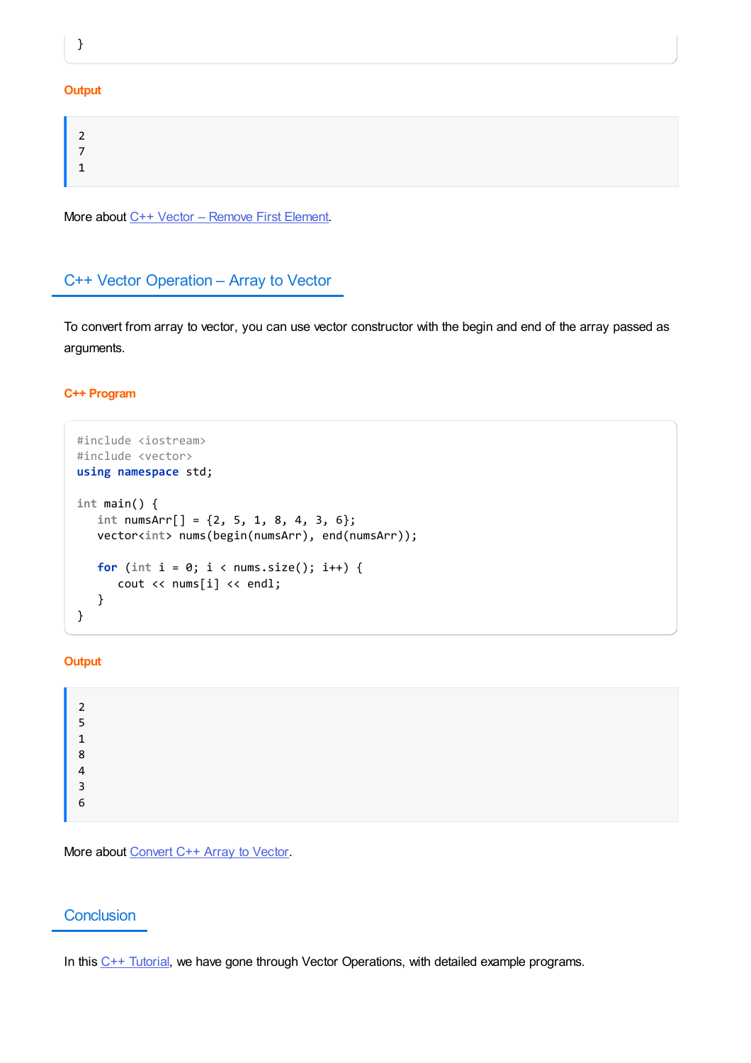```
}
```

**Output**

```
2
7
1
```

More about C++ Vector – Remove First Element.

## C++ Vector Operation – Array to Vector

To convert from array to vector, you can use vector constructor with the begin and end of the array passed as arguments.

**C++ Program**

```
#include <iostream>
#include <vector>
using namespace std;

int main() {
   int numsArr[] = {2, 5, 1, 8, 4, 3, 6};
   vector<int> nums(begin(numsArr), end(numsArr));

   for (int i = 0; i < nums.size(); i++) {
      cout << nums[i] << endl;
   }
}
```

**Output**

```
2
5
1
8
4
3
6
```

More about Convert C++ Array to Vector.

## Conclusion

In this C++ Tutorial, we have gone through Vector Operations, with detailed example programs.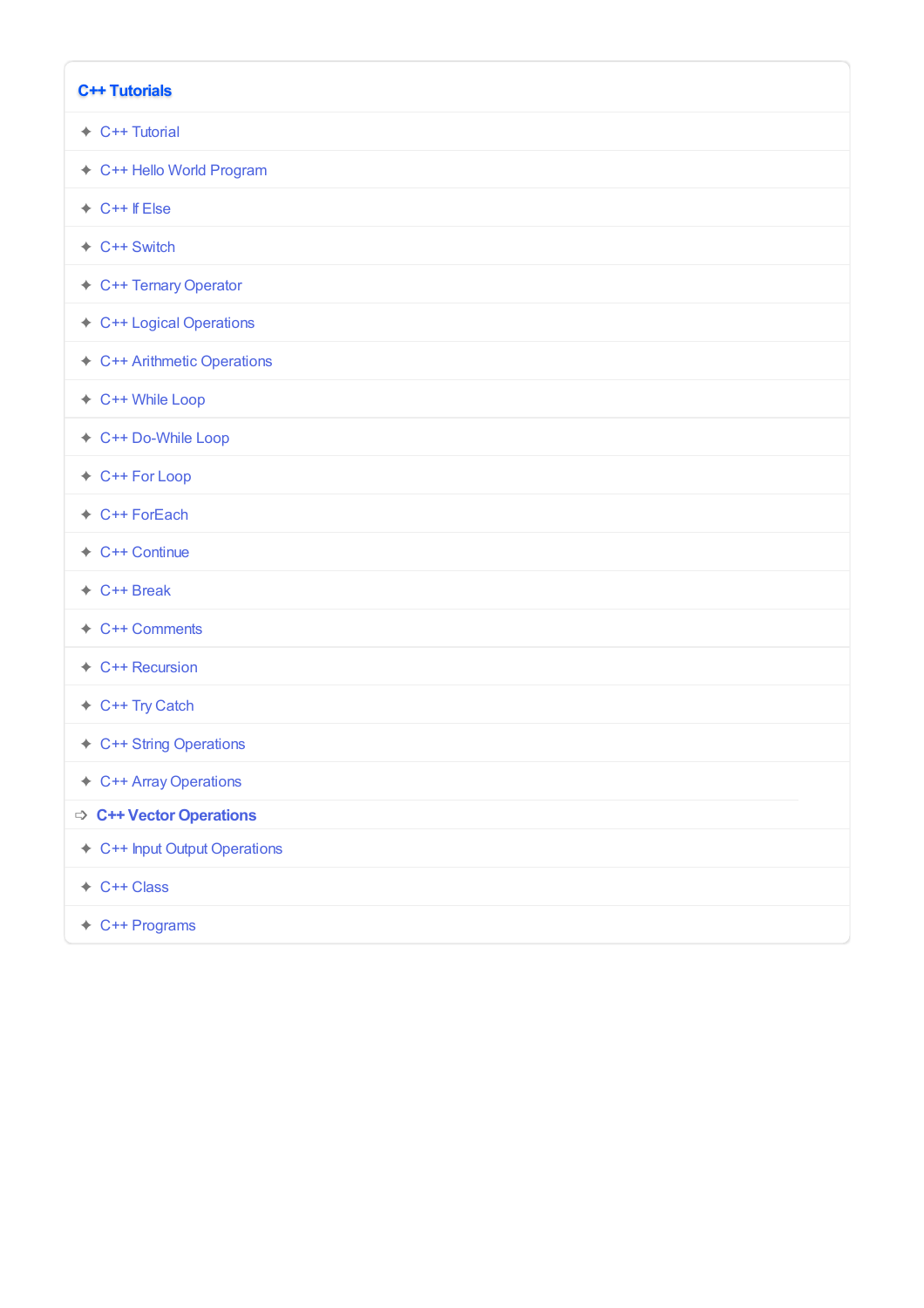**C++ Tutorials**

- ✦ C++ Tutorial
- ✦ C++ Hello World Program
- ✦ C++ If Else
- ✦ C++ Switch
- ✦ C++ Ternary Operator
- ✦ C++ Logical Operations
- ✦ C++ Arithmetic Operations
- ✦ C++ While Loop
- ✦ C++ Do-While Loop
- ✦ C++ For Loop
- ✦ C++ ForEach
- ✦ C++ Continue
- ✦ C++ Break
- ✦ C++ Comments
- ✦ C++ Recursion
- ✦ C++ Try Catch
- ✦ C++ String Operations
- ✦ C++ Array Operations
- ➩ **C++ Vector Operations**
- ✦ C++ Input Output Operations
- ✦ C++ Class
- ✦ C++ Programs